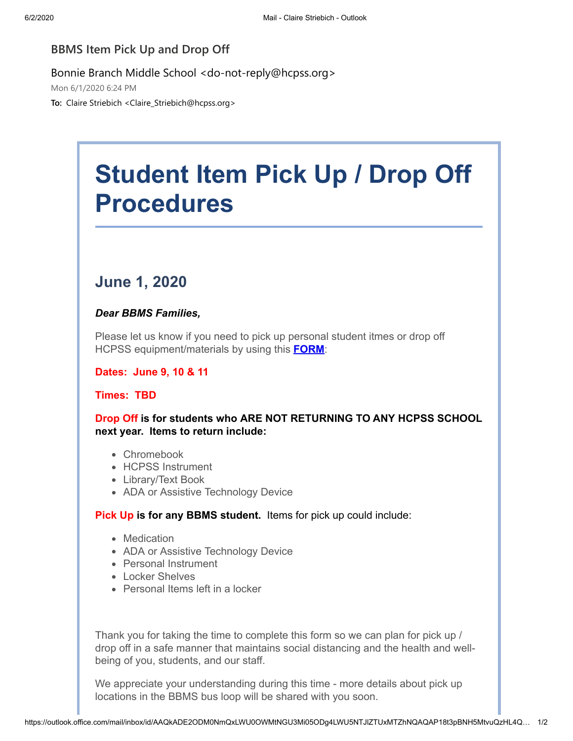BBMS Item Pick Up and Drop Off

Bonnie Branch Middle School <do-not-reply@hcpss.org>

Mon 6/1/2020 6:24 PM

**To:** Claire Striebich <Claire_Striebich@hcpss.org>

# Student Item Pick Up / Drop Off Procedures

## June 1, 2020

***Dear BBMS Families,***

Please let us know if you need to pick up personal student itmes or drop off HCPSS equipment/materials by using this **FORM**:

**Dates: June 9, 10 & 11**

**Times: TBD**

**Drop Off is for students who ARE NOT RETURNING TO ANY HCPSS SCHOOL next year. Items to return include:**

- Chromebook
- HCPSS Instrument
- Library/Text Book
- ADA or Assistive Technology Device

**Pick Up is for any BBMS student.** Items for pick up could include:

- Medication
- ADA or Assistive Technology Device
- Personal Instrument
- Locker Shelves
- Personal Items left in a locker

Thank you for taking the time to complete this form so we can plan for pick up / drop off in a safe manner that maintains social distancing and the health and well-being of you, students, and our staff.

We appreciate your understanding during this time - more details about pick up locations in the BBMS bus loop will be shared with you soon.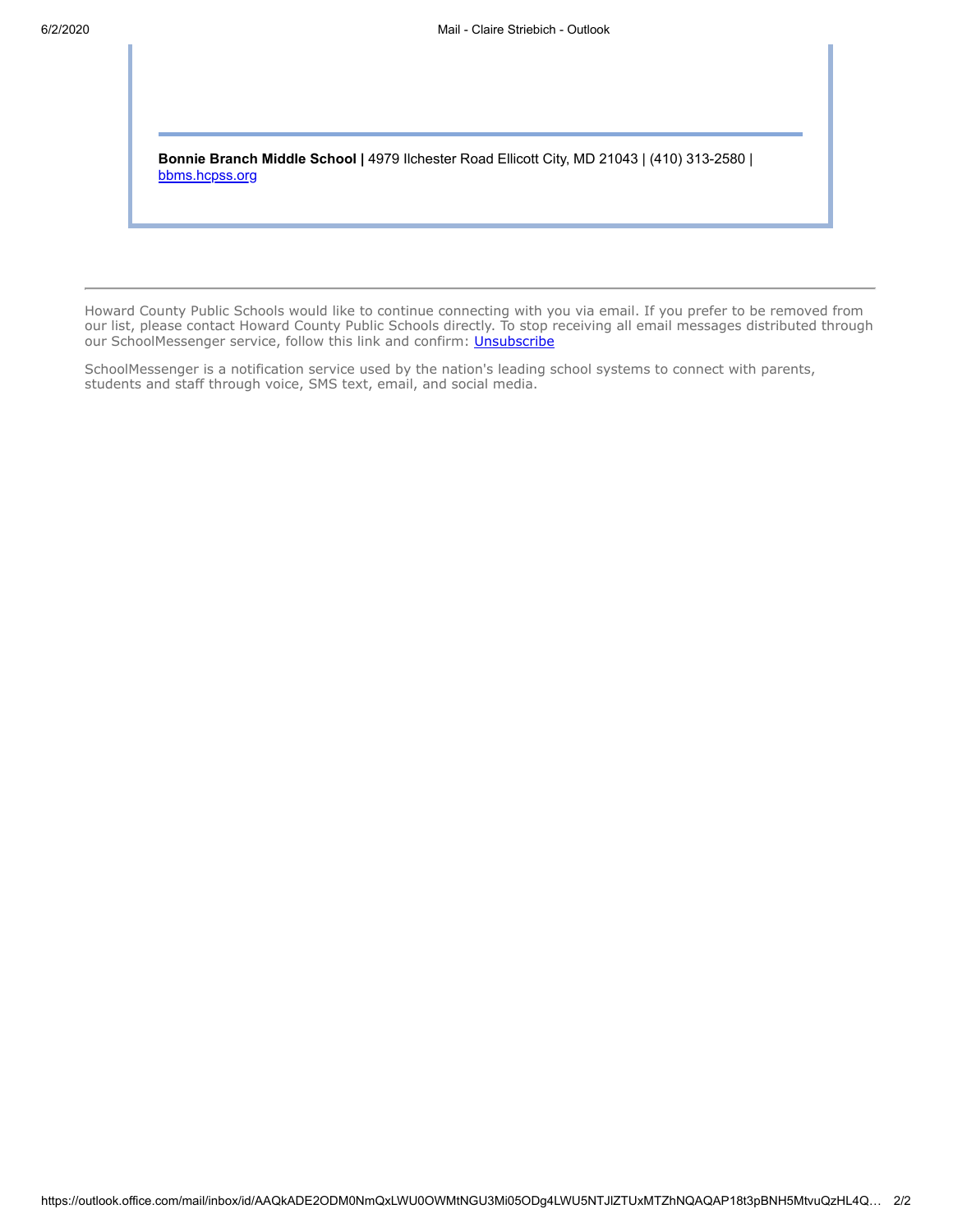**Bonnie Branch Middle School |** 4979 Ilchester Road Ellicott City, MD 21043 | (410) 313-2580 | bbms.hcpss.org

---

Howard County Public Schools would like to continue connecting with you via email. If you prefer to be removed from our list, please contact Howard County Public Schools directly. To stop receiving all email messages distributed through our SchoolMessenger service, follow this link and confirm: Unsubscribe

SchoolMessenger is a notification service used by the nation's leading school systems to connect with parents, students and staff through voice, SMS text, email, and social media.